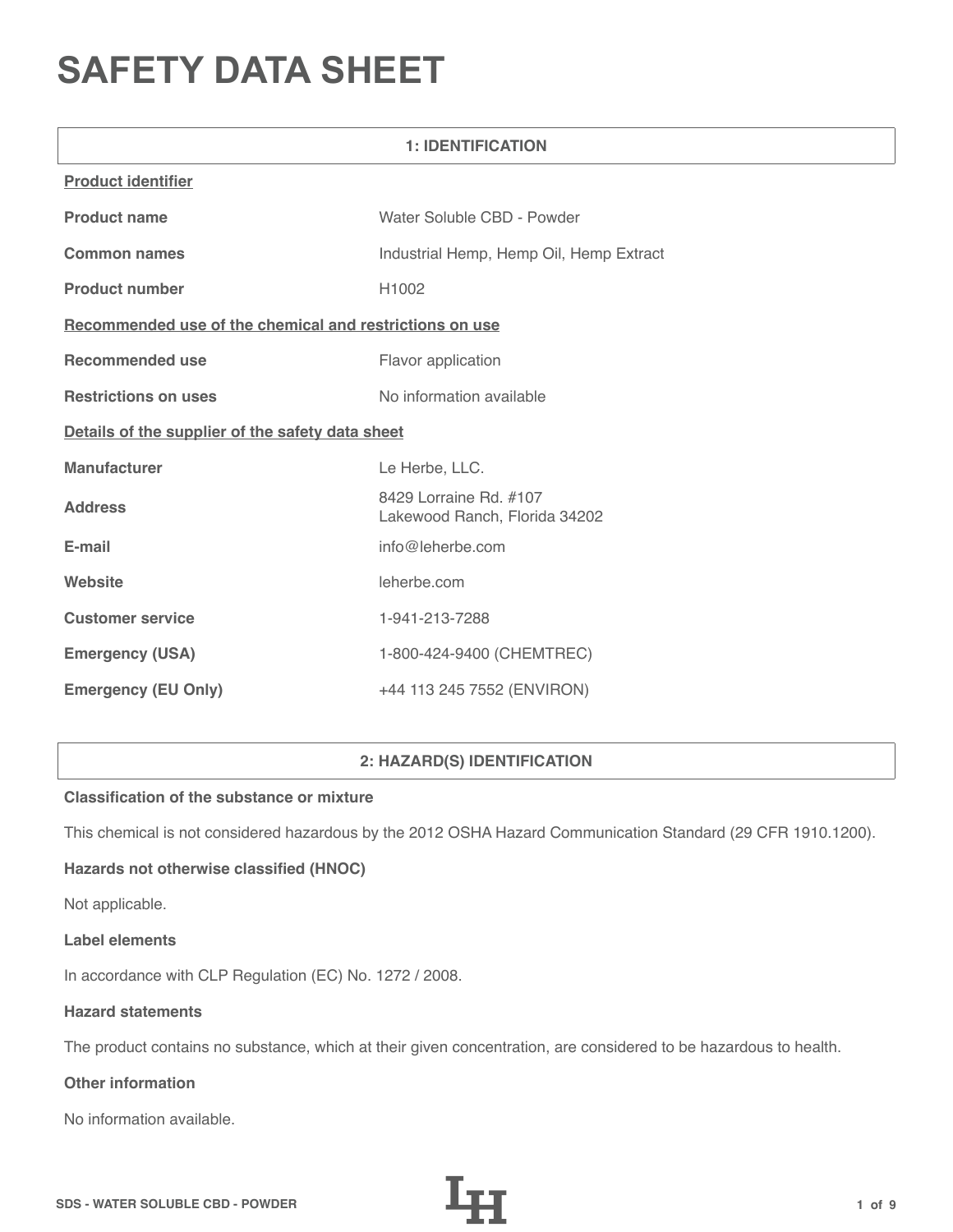# SAFETY DATA SHEET

## 1: IDENTIFICATION

**Product identifier**

| | |
|---|---|
| **Product name** | Water Soluble CBD - Powder |
| **Common names** | Industrial Hemp, Hemp Oil, Hemp Extract |
| **Product number** | H1002 |

**Recommended use of the chemical and restrictions on use**

| | |
|---|---|
| **Recommended use** | Flavor application |
| **Restrictions on uses** | No information available |

**Details of the supplier of the safety data sheet**

| | |
|---|---|
| **Manufacturer** | Le Herbe, LLC. |
| **Address** | 8429 Lorraine Rd. #107<br>Lakewood Ranch, Florida 34202 |
| **E-mail** | info@leherbe.com |
| **Website** | leherbe.com |
| **Customer service** | 1-941-213-7288 |
| **Emergency (USA)** | 1-800-424-9400 (CHEMTREC) |
| **Emergency (EU Only)** | +44 113 245 7552 (ENVIRON) |

## 2: HAZARD(S) IDENTIFICATION

**Classification of the substance or mixture**

This chemical is not considered hazardous by the 2012 OSHA Hazard Communication Standard (29 CFR 1910.1200).

**Hazards not otherwise classified (HNOC)**

Not applicable.

**Label elements**

In accordance with CLP Regulation (EC) No. 1272 / 2008.

**Hazard statements**

The product contains no substance, which at their given concentration, are considered to be hazardous to health.

**Other information**

No information available.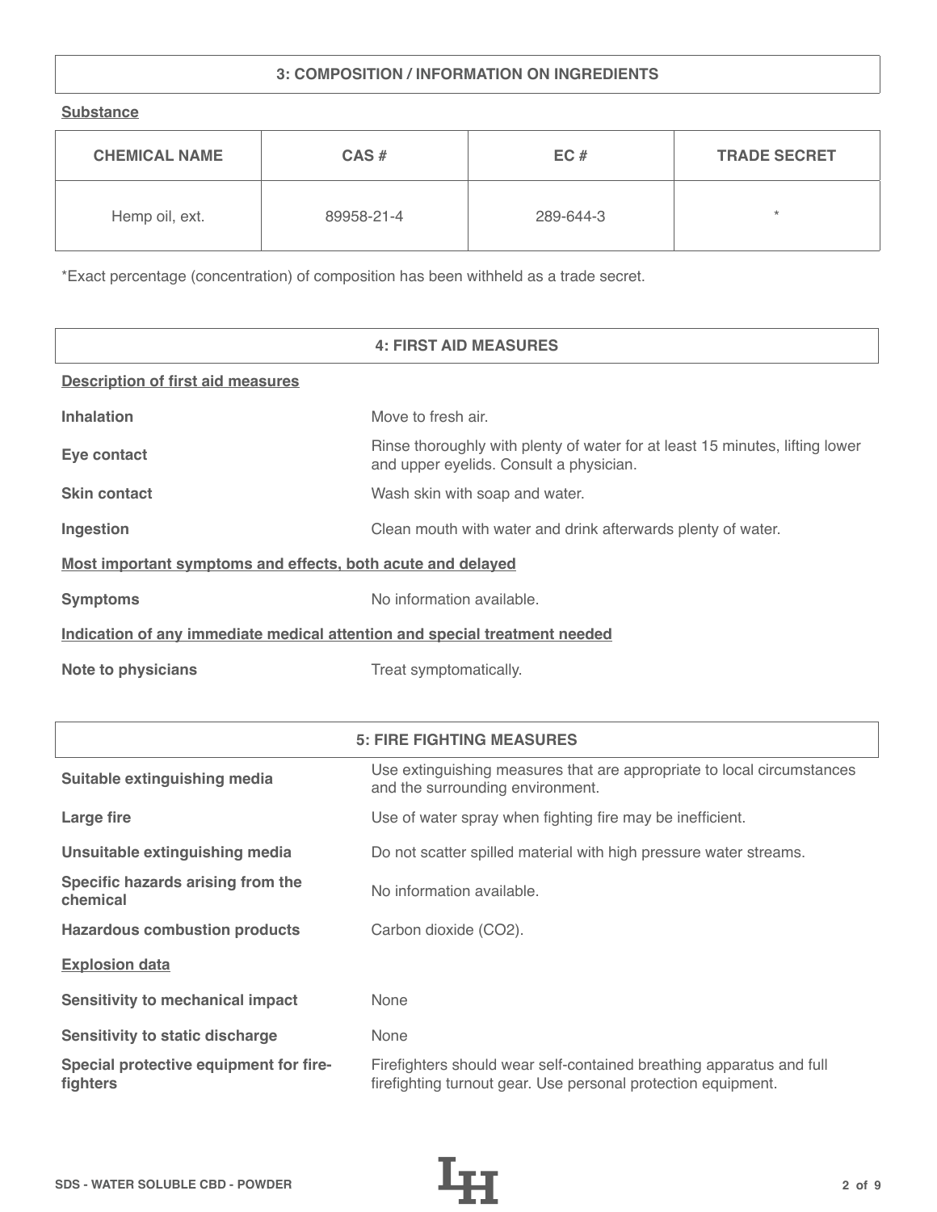## 3: COMPOSITION / INFORMATION ON INGREDIENTS

**Substance**

| CHEMICAL NAME | CAS # | EC # | TRADE SECRET |
|---|---|---|---|
| Hemp oil, ext. | 89958-21-4 | 289-644-3 | * |

*Exact percentage (concentration) of composition has been withheld as a trade secret.

## 4: FIRST AID MEASURES

**Description of first aid measures**

| | |
|---|---|
| **Inhalation** | Move to fresh air. |
| **Eye contact** | Rinse thoroughly with plenty of water for at least 15 minutes, lifting lower and upper eyelids. Consult a physician. |
| **Skin contact** | Wash skin with soap and water. |
| **Ingestion** | Clean mouth with water and drink afterwards plenty of water. |

**Most important symptoms and effects, both acute and delayed**

| | |
|---|---|
| **Symptoms** | No information available. |

**Indication of any immediate medical attention and special treatment needed**

| | |
|---|---|
| **Note to physicians** | Treat symptomatically. |

## 5: FIRE FIGHTING MEASURES

| | |
|---|---|
| **Suitable extinguishing media** | Use extinguishing measures that are appropriate to local circumstances and the surrounding environment. |
| **Large fire** | Use of water spray when fighting fire may be inefficient. |
| **Unsuitable extinguishing media** | Do not scatter spilled material with high pressure water streams. |
| **Specific hazards arising from the chemical** | No information available. |
| **Hazardous combustion products** | Carbon dioxide ($CO_2$). |

**Explosion data**

| | |
|---|---|
| **Sensitivity to mechanical impact** | None |
| **Sensitivity to static discharge** | None |
| **Special protective equipment for fire-fighters** | Firefighters should wear self-contained breathing apparatus and full firefighting turnout gear. Use personal protection equipment. |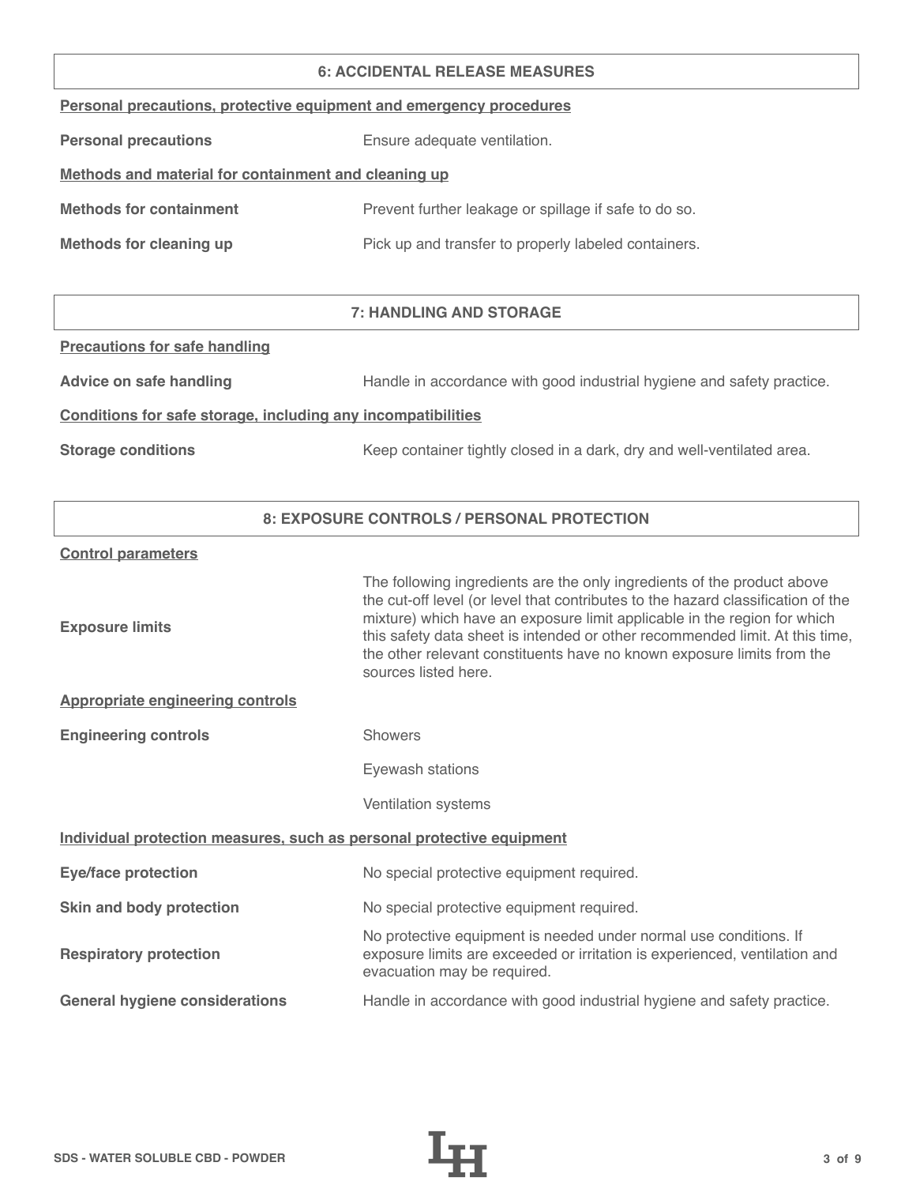## 6: ACCIDENTAL RELEASE MEASURES

**Personal precautions, protective equipment and emergency procedures**

| | |
|---|---|
| **Personal precautions** | Ensure adequate ventilation. |

**Methods and material for containment and cleaning up**

| | |
|---|---|
| **Methods for containment** | Prevent further leakage or spillage if safe to do so. |
| **Methods for cleaning up** | Pick up and transfer to properly labeled containers. |

## 7: HANDLING AND STORAGE

**Precautions for safe handling**

| | |
|---|---|
| **Advice on safe handling** | Handle in accordance with good industrial hygiene and safety practice. |

**Conditions for safe storage, including any incompatibilities**

| | |
|---|---|
| **Storage conditions** | Keep container tightly closed in a dark, dry and well-ventilated area. |

## 8: EXPOSURE CONTROLS / PERSONAL PROTECTION

**Control parameters**

| | |
|---|---|
| **Exposure limits** | The following ingredients are the only ingredients of the product above the cut-off level (or level that contributes to the hazard classification of the mixture) which have an exposure limit applicable in the region for which this safety data sheet is intended or other recommended limit. At this time, the other relevant constituents have no known exposure limits from the sources listed here. |

**Appropriate engineering controls**

| | |
|---|---|
| **Engineering controls** | Showers |
| | Eyewash stations |
| | Ventilation systems |

**Individual protection measures, such as personal protective equipment**

| | |
|---|---|
| **Eye/face protection** | No special protective equipment required. |
| **Skin and body protection** | No special protective equipment required. |
| **Respiratory protection** | No protective equipment is needed under normal use conditions. If exposure limits are exceeded or irritation is experienced, ventilation and evacuation may be required. |
| **General hygiene considerations** | Handle in accordance with good industrial hygiene and safety practice. |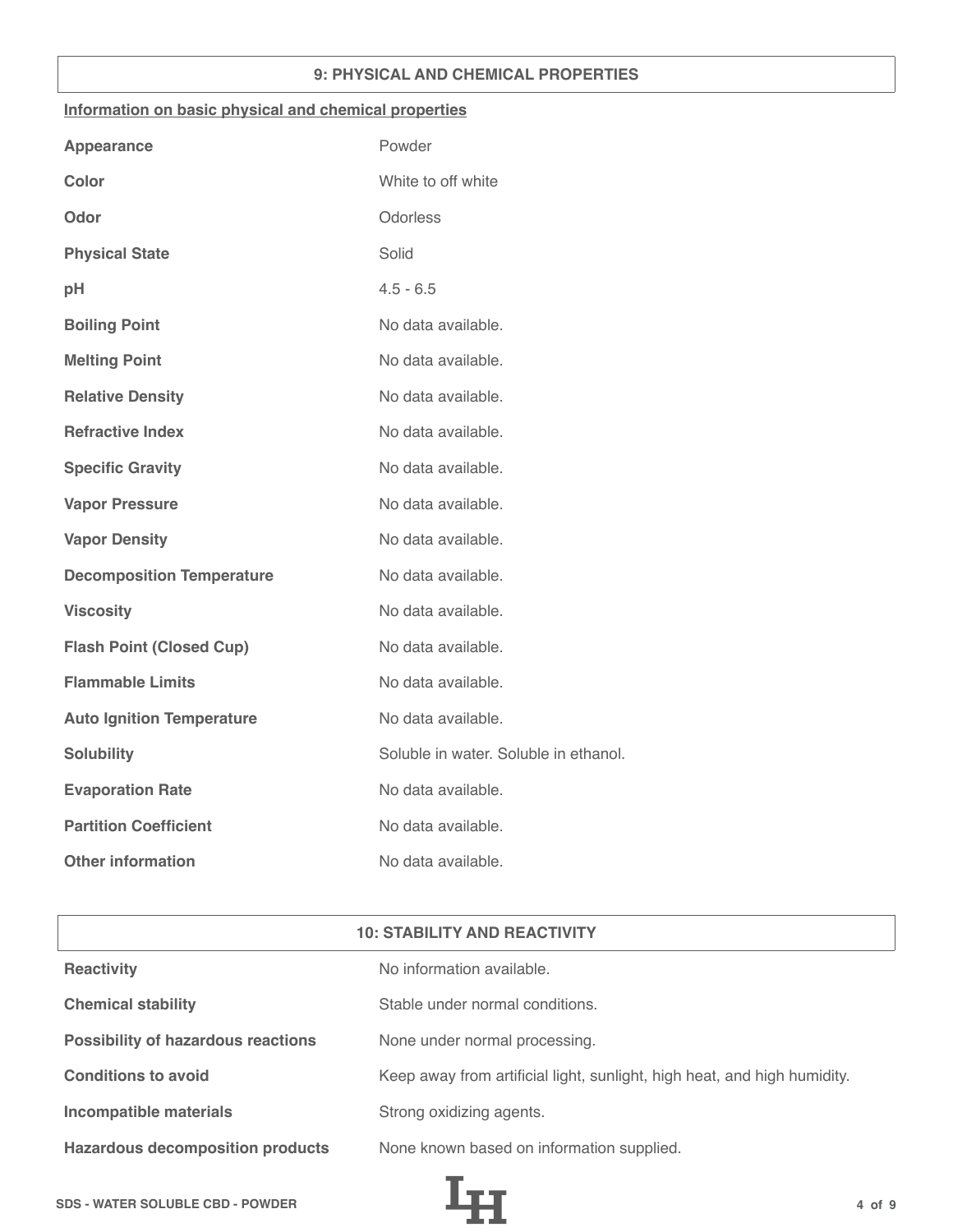## 9: PHYSICAL AND CHEMICAL PROPERTIES

**Information on basic physical and chemical properties**

| | |
|---|---|
| **Appearance** | Powder |
| **Color** | White to off white |
| **Odor** | Odorless |
| **Physical State** | Solid |
| **pH** | 4.5 - 6.5 |
| **Boiling Point** | No data available. |
| **Melting Point** | No data available. |
| **Relative Density** | No data available. |
| **Refractive Index** | No data available. |
| **Specific Gravity** | No data available. |
| **Vapor Pressure** | No data available. |
| **Vapor Density** | No data available. |
| **Decomposition Temperature** | No data available. |
| **Viscosity** | No data available. |
| **Flash Point (Closed Cup)** | No data available. |
| **Flammable Limits** | No data available. |
| **Auto Ignition Temperature** | No data available. |
| **Solubility** | Soluble in water. Soluble in ethanol. |
| **Evaporation Rate** | No data available. |
| **Partition Coefficient** | No data available. |
| **Other information** | No data available. |

## 10: STABILITY AND REACTIVITY

| | |
|---|---|
| **Reactivity** | No information available. |
| **Chemical stability** | Stable under normal conditions. |
| **Possibility of hazardous reactions** | None under normal processing. |
| **Conditions to avoid** | Keep away from artificial light, sunlight, high heat, and high humidity. |
| **Incompatible materials** | Strong oxidizing agents. |
| **Hazardous decomposition products** | None known based on information supplied. |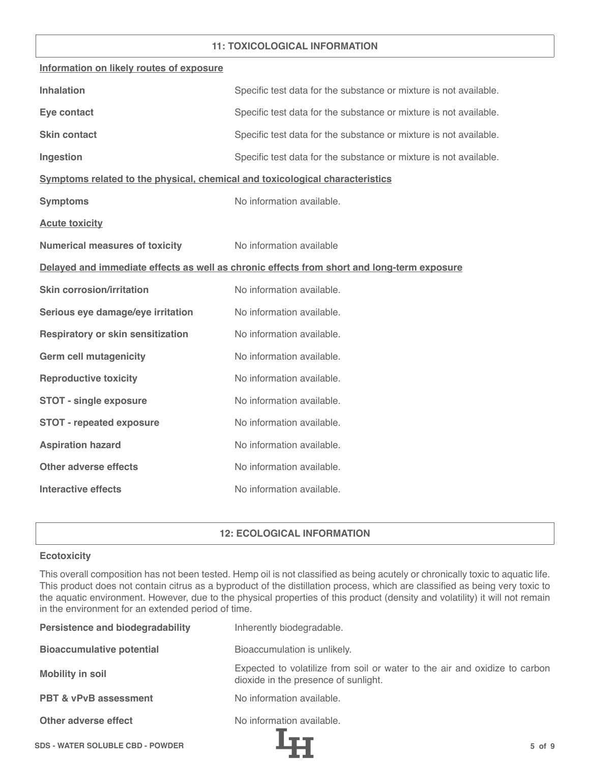## 11: TOXICOLOGICAL INFORMATION

**Information on likely routes of exposure**

| | |
|---|---|
| **Inhalation** | Specific test data for the substance or mixture is not available. |
| **Eye contact** | Specific test data for the substance or mixture is not available. |
| **Skin contact** | Specific test data for the substance or mixture is not available. |
| **Ingestion** | Specific test data for the substance or mixture is not available. |

**Symptoms related to the physical, chemical and toxicological characteristics**

| | |
|---|---|
| **Symptoms** | No information available. |

**Acute toxicity**

| | |
|---|---|
| **Numerical measures of toxicity** | No information available |

**Delayed and immediate effects as well as chronic effects from short and long-term exposure**

| | |
|---|---|
| **Skin corrosion/irritation** | No information available. |
| **Serious eye damage/eye irritation** | No information available. |
| **Respiratory or skin sensitization** | No information available. |
| **Germ cell mutagenicity** | No information available. |
| **Reproductive toxicity** | No information available. |
| **STOT - single exposure** | No information available. |
| **STOT - repeated exposure** | No information available. |
| **Aspiration hazard** | No information available. |
| **Other adverse effects** | No information available. |
| **Interactive effects** | No information available. |

## 12: ECOLOGICAL INFORMATION

**Ecotoxicity**

This overall composition has not been tested. Hemp oil is not classified as being acutely or chronically toxic to aquatic life. This product does not contain citrus as a byproduct of the distillation process, which are classified as being very toxic to the aquatic environment. However, due to the physical properties of this product (density and volatility) it will not remain in the environment for an extended period of time.

| | |
|---|---|
| **Persistence and biodegradability** | Inherently biodegradable. |
| **Bioaccumulative potential** | Bioaccumulation is unlikely. |
| **Mobility in soil** | Expected to volatilize from soil or water to the air and oxidize to carbon dioxide in the presence of sunlight. |
| **PBT & vPvB assessment** | No information available. |
| **Other adverse effect** | No information available. |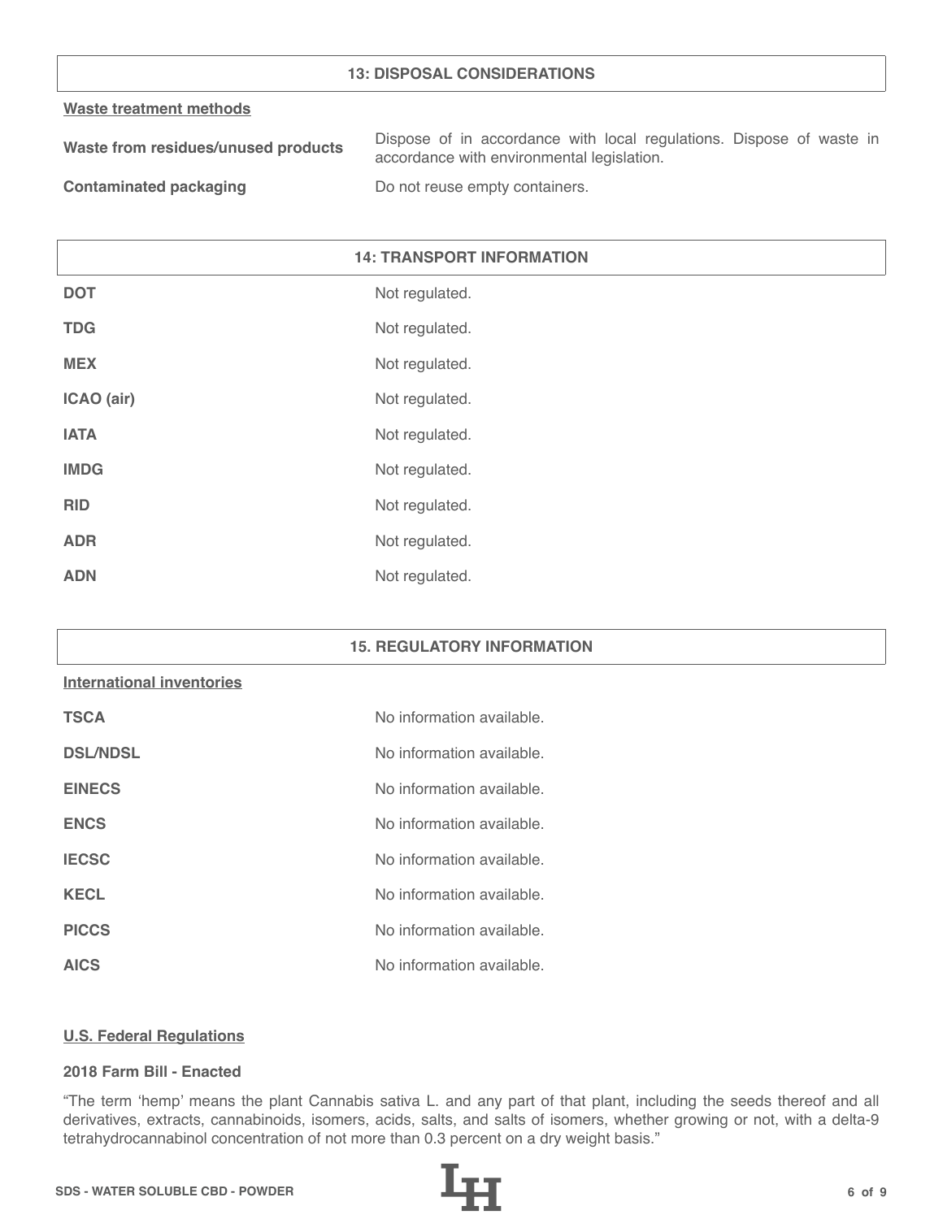## 13: DISPOSAL CONSIDERATIONS

**Waste treatment methods**

| | |
|---|---|
| **Waste from residues/unused products** | Dispose of in accordance with local regulations. Dispose of waste in accordance with environmental legislation. |
| **Contaminated packaging** | Do not reuse empty containers. |

## 14: TRANSPORT INFORMATION

| | |
|---|---|
| **DOT** | Not regulated. |
| **TDG** | Not regulated. |
| **MEX** | Not regulated. |
| **ICAO (air)** | Not regulated. |
| **IATA** | Not regulated. |
| **IMDG** | Not regulated. |
| **RID** | Not regulated. |
| **ADR** | Not regulated. |
| **ADN** | Not regulated. |

## 15. REGULATORY INFORMATION

**International inventories**

| | |
|---|---|
| **TSCA** | No information available. |
| **DSL/NDSL** | No information available. |
| **EINECS** | No information available. |
| **ENCS** | No information available. |
| **IECSC** | No information available. |
| **KECL** | No information available. |
| **PICCS** | No information available. |
| **AICS** | No information available. |

**U.S. Federal Regulations**

**2018 Farm Bill - Enacted**

"The term 'hemp' means the plant Cannabis sativa L. and any part of that plant, including the seeds thereof and all derivatives, extracts, cannabinoids, isomers, acids, salts, and salts of isomers, whether growing or not, with a delta-9 tetrahydrocannabinol concentration of not more than 0.3 percent on a dry weight basis."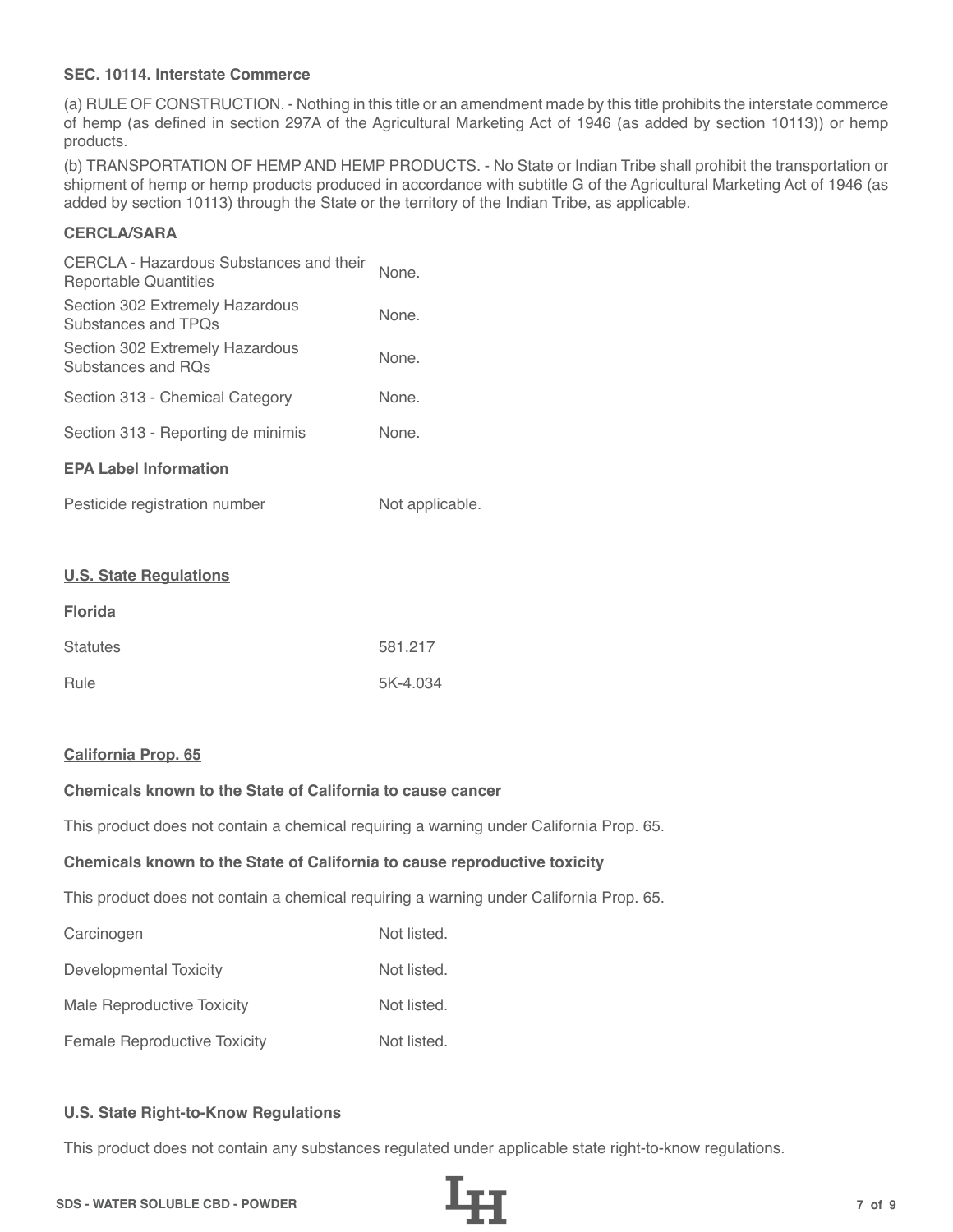**SEC. 10114. Interstate Commerce**

(a) RULE OF CONSTRUCTION. - Nothing in this title or an amendment made by this title prohibits the interstate commerce of hemp (as defined in section 297A of the Agricultural Marketing Act of 1946 (as added by section 10113)) or hemp products.

(b) TRANSPORTATION OF HEMP AND HEMP PRODUCTS. - No State or Indian Tribe shall prohibit the transportation or shipment of hemp or hemp products produced in accordance with subtitle G of the Agricultural Marketing Act of 1946 (as added by section 10113) through the State or the territory of the Indian Tribe, as applicable.

**CERCLA/SARA**

| | |
|---|---|
| CERCLA - Hazardous Substances and their Reportable Quantities | None. |
| Section 302 Extremely Hazardous Substances and TPQs | None. |
| Section 302 Extremely Hazardous Substances and RQs | None. |
| Section 313 - Chemical Category | None. |
| Section 313 - Reporting de minimis | None. |

**EPA Label Information**

| | |
|---|---|
| Pesticide registration number | Not applicable. |

**U.S. State Regulations**

**Florida**

| | |
|---|---|
| Statutes | 581.217 |
| Rule | 5K-4.034 |

**California Prop. 65**

**Chemicals known to the State of California to cause cancer**

This product does not contain a chemical requiring a warning under California Prop. 65.

**Chemicals known to the State of California to cause reproductive toxicity**

This product does not contain a chemical requiring a warning under California Prop. 65.

| | |
|---|---|
| Carcinogen | Not listed. |
| Developmental Toxicity | Not listed. |
| Male Reproductive Toxicity | Not listed. |
| Female Reproductive Toxicity | Not listed. |

**U.S. State Right-to-Know Regulations**

This product does not contain any substances regulated under applicable state right-to-know regulations.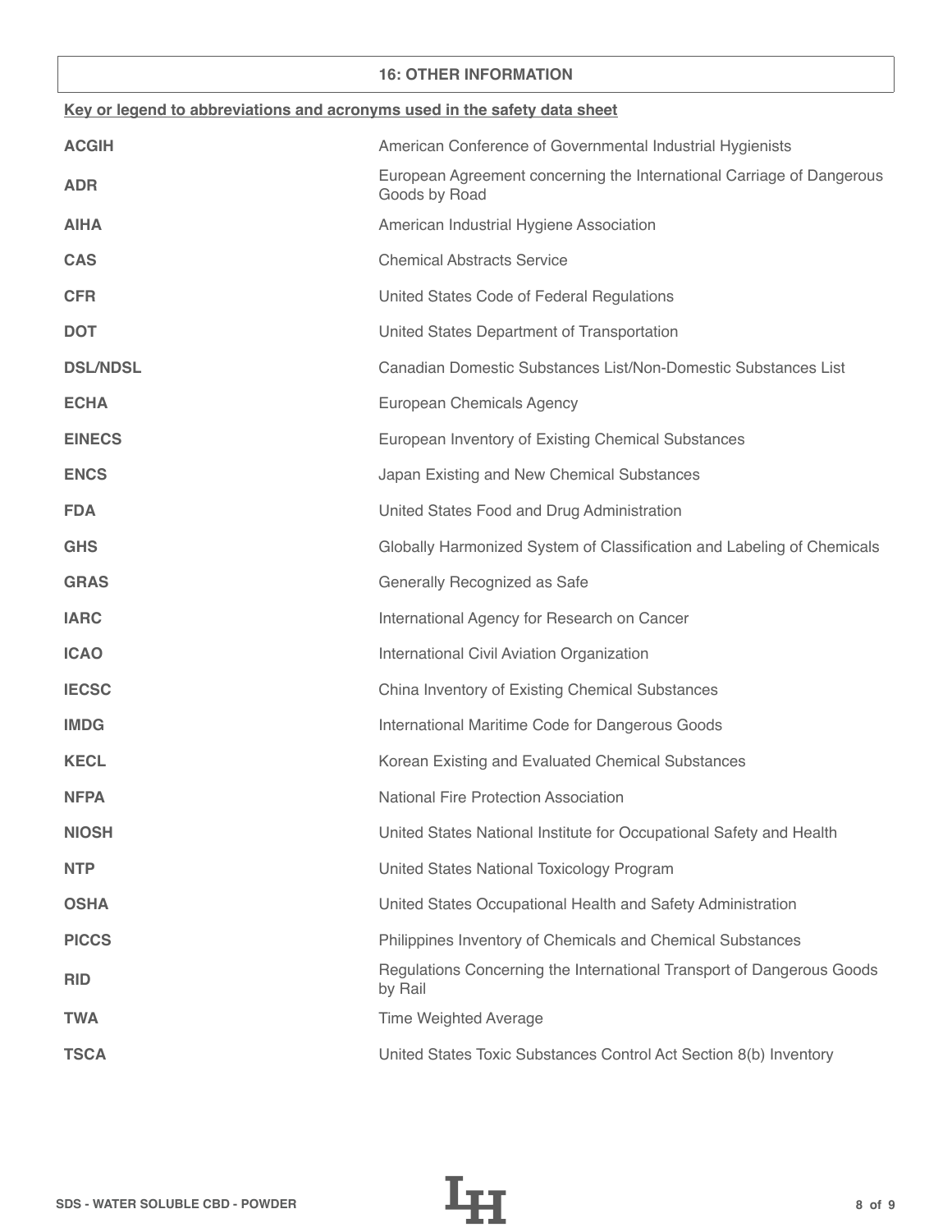## 16: OTHER INFORMATION

**Key or legend to abbreviations and acronyms used in the safety data sheet**

| | |
|---|---|
| **ACGIH** | American Conference of Governmental Industrial Hygienists |
| **ADR** | European Agreement concerning the International Carriage of Dangerous Goods by Road |
| **AIHA** | American Industrial Hygiene Association |
| **CAS** | Chemical Abstracts Service |
| **CFR** | United States Code of Federal Regulations |
| **DOT** | United States Department of Transportation |
| **DSL/NDSL** | Canadian Domestic Substances List/Non-Domestic Substances List |
| **ECHA** | European Chemicals Agency |
| **EINECS** | European Inventory of Existing Chemical Substances |
| **ENCS** | Japan Existing and New Chemical Substances |
| **FDA** | United States Food and Drug Administration |
| **GHS** | Globally Harmonized System of Classification and Labeling of Chemicals |
| **GRAS** | Generally Recognized as Safe |
| **IARC** | International Agency for Research on Cancer |
| **ICAO** | International Civil Aviation Organization |
| **IECSC** | China Inventory of Existing Chemical Substances |
| **IMDG** | International Maritime Code for Dangerous Goods |
| **KECL** | Korean Existing and Evaluated Chemical Substances |
| **NFPA** | National Fire Protection Association |
| **NIOSH** | United States National Institute for Occupational Safety and Health |
| **NTP** | United States National Toxicology Program |
| **OSHA** | United States Occupational Health and Safety Administration |
| **PICCS** | Philippines Inventory of Chemicals and Chemical Substances |
| **RID** | Regulations Concerning the International Transport of Dangerous Goods by Rail |
| **TWA** | Time Weighted Average |
| **TSCA** | United States Toxic Substances Control Act Section 8(b) Inventory |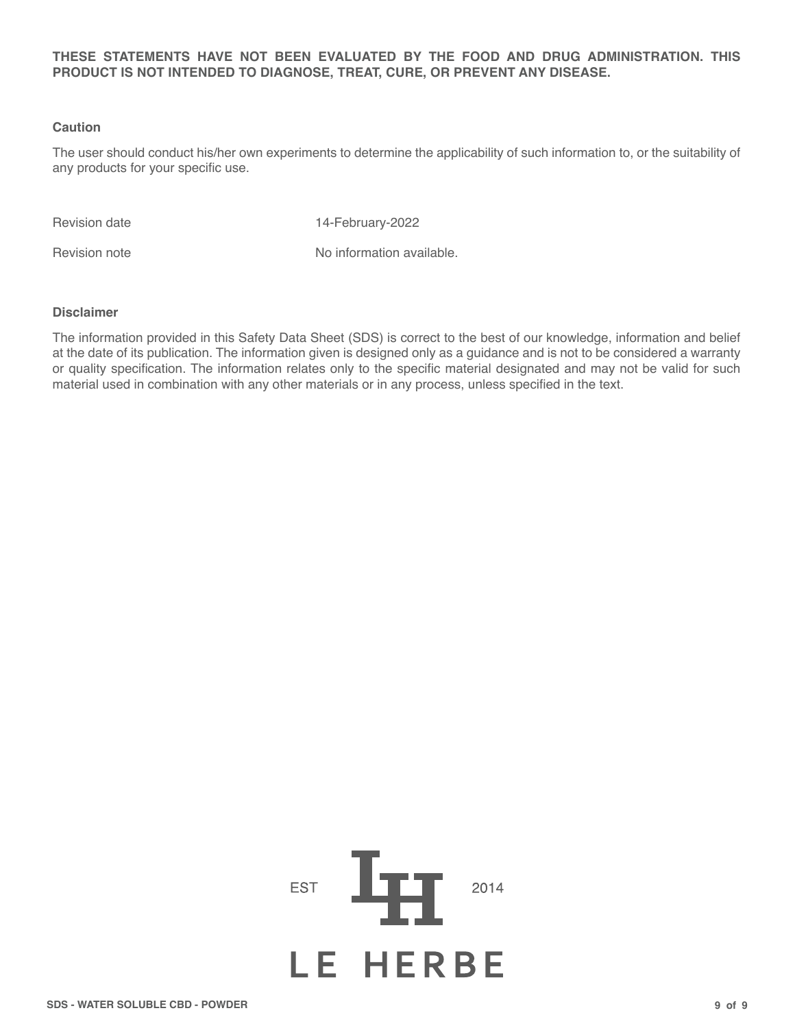**THESE STATEMENTS HAVE NOT BEEN EVALUATED BY THE FOOD AND DRUG ADMINISTRATION. THIS PRODUCT IS NOT INTENDED TO DIAGNOSE, TREAT, CURE, OR PREVENT ANY DISEASE.**

**Caution**

The user should conduct his/her own experiments to determine the applicability of such information to, or the suitability of any products for your specific use.

| | |
|---|---|
| Revision date | 14-February-2022 |
| Revision note | No information available. |

**Disclaimer**

The information provided in this Safety Data Sheet (SDS) is correct to the best of our knowledge, information and belief at the date of its publication. The information given is designed only as a guidance and is not to be considered a warranty or quality specification. The information relates only to the specific material designated and may not be valid for such material used in combination with any other materials or in any process, unless specified in the text.

EST 2014

LE HERBE